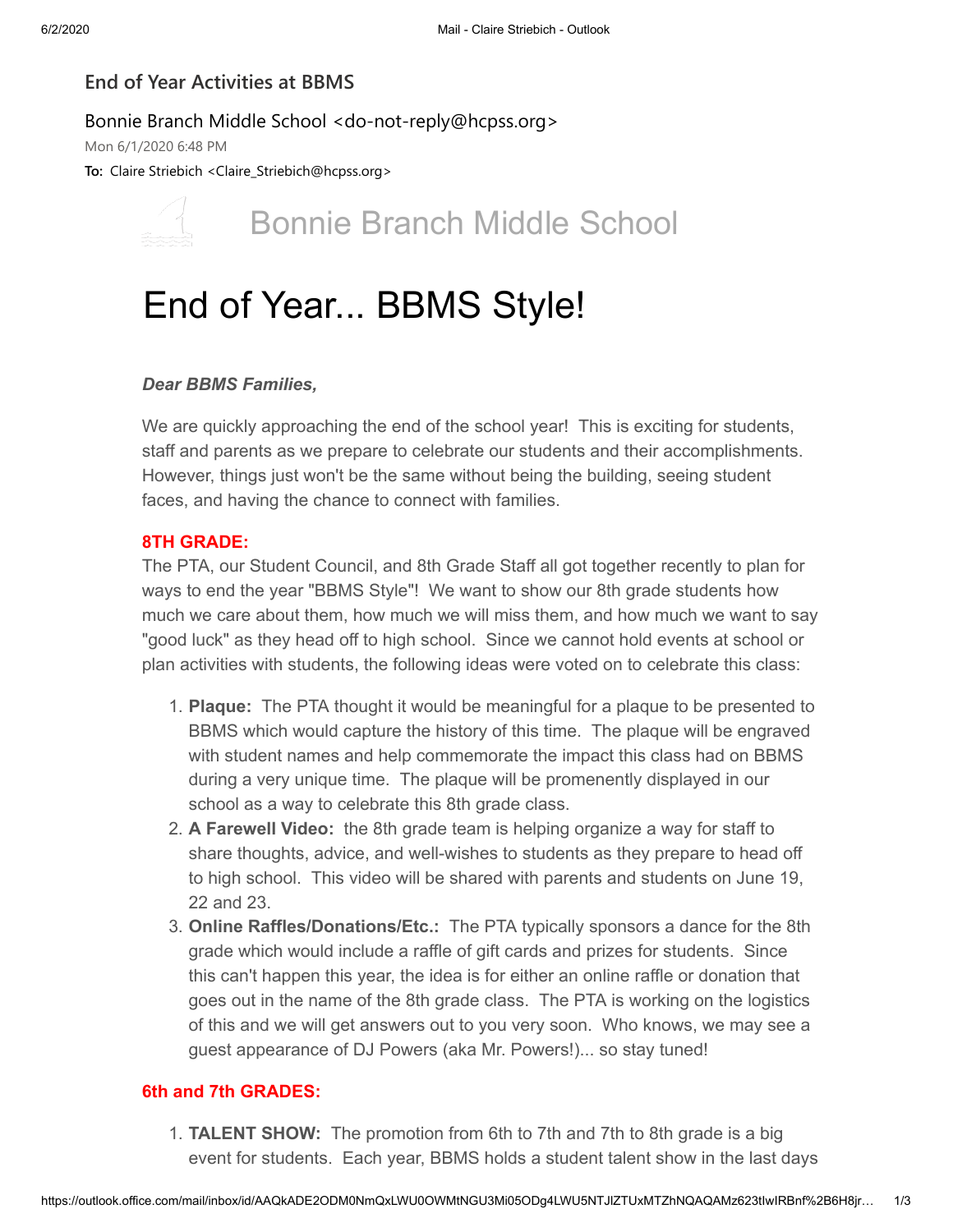# End of Year Activities at BBMS

Bonnie Branch Middle School <do-not-reply@hcpss.org>

Mon 6/1/2020 6:48 PM

**To:** Claire Striebich <Claire_Striebich@hcpss.org>

Bonnie Branch Middle School

# End of Year... BBMS Style!

***Dear BBMS Families,***

We are quickly approaching the end of the school year! This is exciting for students, staff and parents as we prepare to celebrate our students and their accomplishments. However, things just won't be the same without being the building, seeing student faces, and having the chance to connect with families.

**8TH GRADE:**

The PTA, our Student Council, and 8th Grade Staff all got together recently to plan for ways to end the year "BBMS Style"! We want to show our 8th grade students how much we care about them, how much we will miss them, and how much we want to say "good luck" as they head off to high school. Since we cannot hold events at school or plan activities with students, the following ideas were voted on to celebrate this class:

1. **Plaque:** The PTA thought it would be meaningful for a plaque to be presented to BBMS which would capture the history of this time. The plaque will be engraved with student names and help commemorate the impact this class had on BBMS during a very unique time. The plaque will be promenently displayed in our school as a way to celebrate this 8th grade class.
2. **A Farewell Video:** the 8th grade team is helping organize a way for staff to share thoughts, advice, and well-wishes to students as they prepare to head off to high school. This video will be shared with parents and students on June 19, 22 and 23.
3. **Online Raffles/Donations/Etc.:** The PTA typically sponsors a dance for the 8th grade which would include a raffle of gift cards and prizes for students. Since this can't happen this year, the idea is for either an online raffle or donation that goes out in the name of the 8th grade class. The PTA is working on the logistics of this and we will get answers out to you very soon. Who knows, we may see a guest appearance of DJ Powers (aka Mr. Powers!)... so stay tuned!

**6th and 7th GRADES:**

1. **TALENT SHOW:** The promotion from 6th to 7th and 7th to 8th grade is a big event for students. Each year, BBMS holds a student talent show in the last days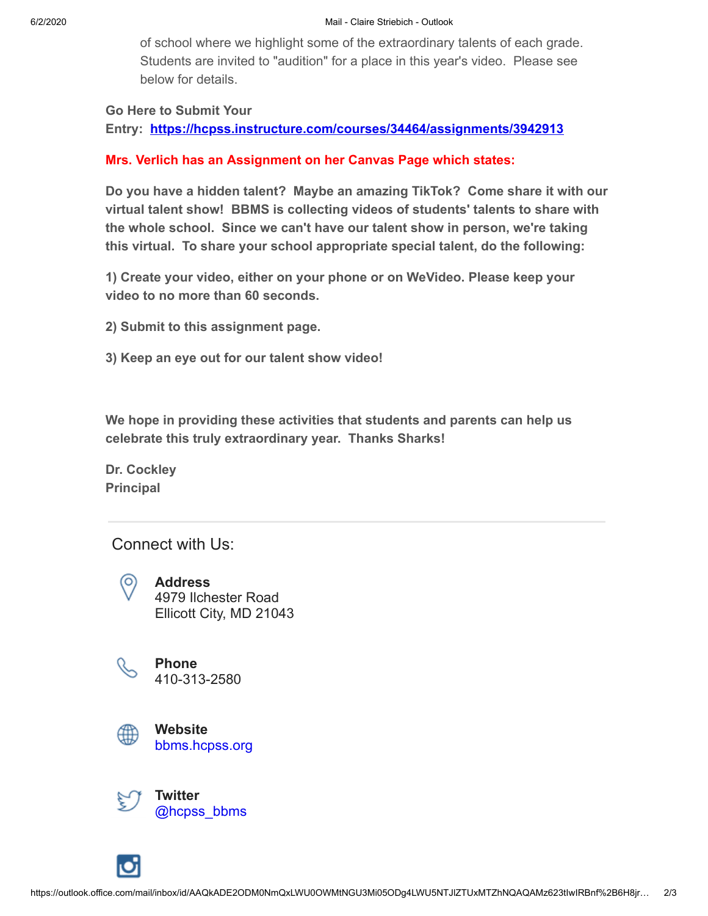of school where we highlight some of the extraordinary talents of each grade. Students are invited to "audition" for a place in this year's video. Please see below for details.

**Go Here to Submit Your Entry: https://hcpss.instructure.com/courses/34464/assignments/3942913**

**Mrs. Verlich has an Assignment on her Canvas Page which states:**

**Do you have a hidden talent? Maybe an amazing TikTok? Come share it with our virtual talent show! BBMS is collecting videos of students' talents to share with the whole school. Since we can't have our talent show in person, we're taking this virtual. To share your school appropriate special talent, do the following:**

**1) Create your video, either on your phone or on WeVideo. Please keep your video to no more than 60 seconds.**

**2) Submit to this assignment page.**

**3) Keep an eye out for our talent show video!**

**We hope in providing these activities that students and parents can help us celebrate this truly extraordinary year. Thanks Sharks!**

**Dr. Cockley**
**Principal**

---

Connect with Us:

**Address**
4979 Ilchester Road
Ellicott City, MD 21043

**Phone**
410-313-2580

**Website**
bbms.hcpss.org

**Twitter**
@hcpss_bbms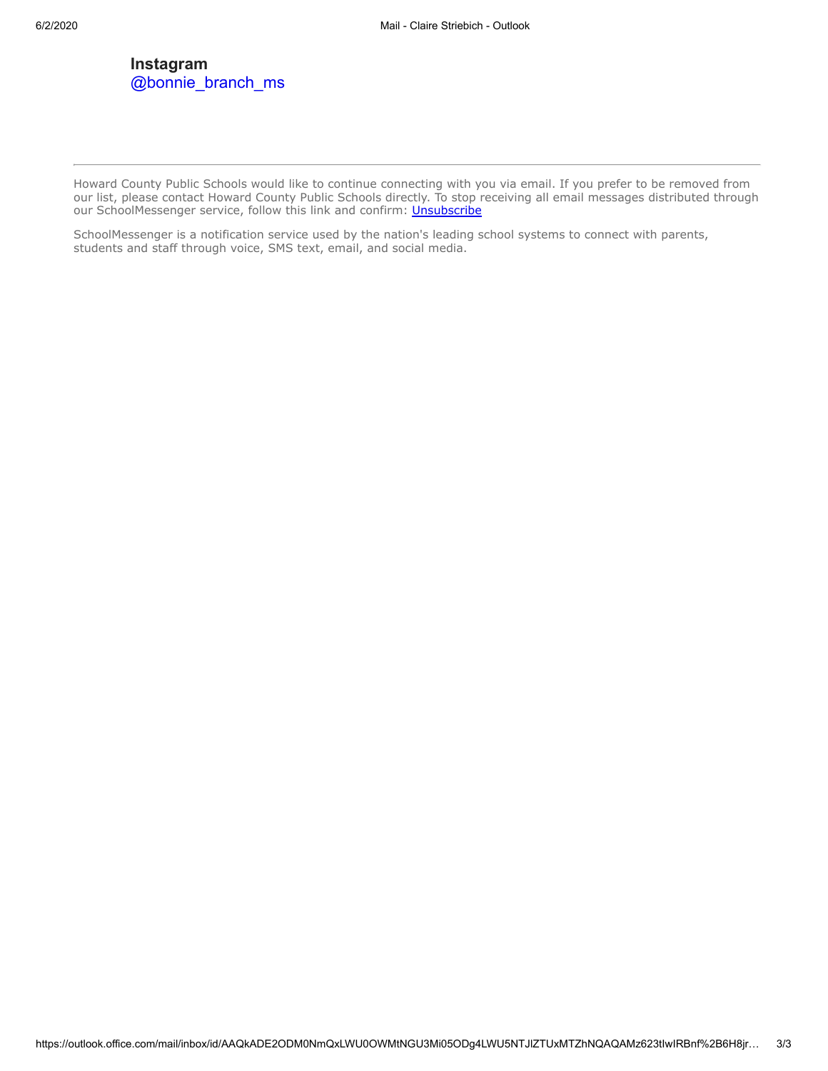**Instagram**
@bonnie_branch_ms

---

Howard County Public Schools would like to continue connecting with you via email. If you prefer to be removed from our list, please contact Howard County Public Schools directly. To stop receiving all email messages distributed through our SchoolMessenger service, follow this link and confirm: Unsubscribe

SchoolMessenger is a notification service used by the nation's leading school systems to connect with parents, students and staff through voice, SMS text, email, and social media.